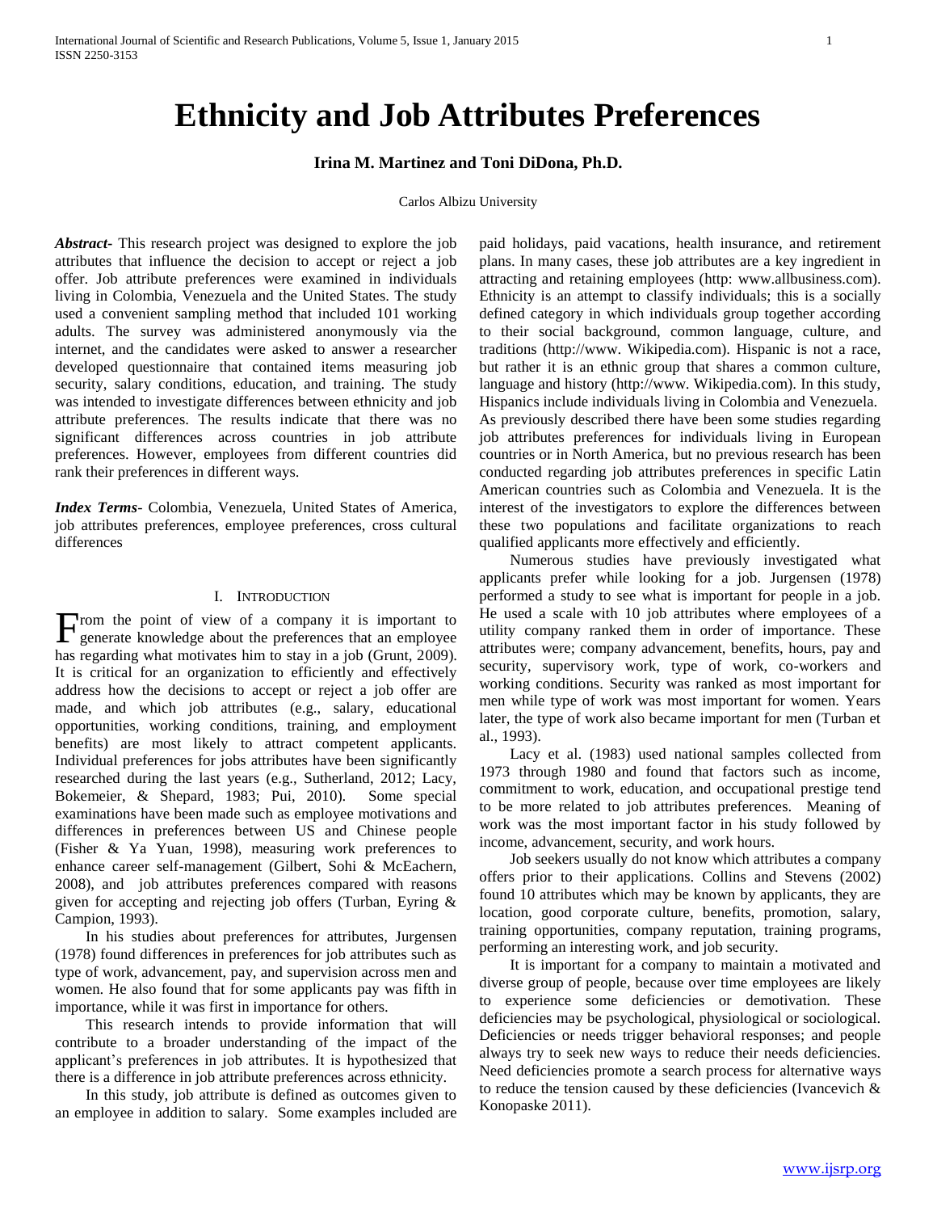# Ethnicity and Job Attributes Preferences

**Irina M. Martinez and Toni DiDona, Ph.D.**

Carlos Albizu University

***Abstract***- This research project was designed to explore the job attributes that influence the decision to accept or reject a job offer. Job attribute preferences were examined in individuals living in Colombia, Venezuela and the United States. The study used a convenient sampling method that included 101 working adults. The survey was administered anonymously via the internet, and the candidates were asked to answer a researcher developed questionnaire that contained items measuring job security, salary conditions, education, and training. The study was intended to investigate differences between ethnicity and job attribute preferences. The results indicate that there was no significant differences across countries in job attribute preferences. However, employees from different countries did rank their preferences in different ways.

***Index Terms***- Colombia, Venezuela, United States of America, job attributes preferences, employee preferences, cross cultural differences

## I. Introduction

From the point of view of a company it is important to generate knowledge about the preferences that an employee has regarding what motivates him to stay in a job (Grunt, 2009). It is critical for an organization to efficiently and effectively address how the decisions to accept or reject a job offer are made, and which job attributes (e.g., salary, educational opportunities, working conditions, training, and employment benefits) are most likely to attract competent applicants. Individual preferences for jobs attributes have been significantly researched during the last years (e.g., Sutherland, 2012; Lacy, Bokemeier, & Shepard, 1983; Pui, 2010). Some special examinations have been made such as employee motivations and differences in preferences between US and Chinese people (Fisher & Ya Yuan, 1998), measuring work preferences to enhance career self-management (Gilbert, Sohi & McEachern, 2008), and job attributes preferences compared with reasons given for accepting and rejecting job offers (Turban, Eyring & Campion, 1993).

In his studies about preferences for attributes, Jurgensen (1978) found differences in preferences for job attributes such as type of work, advancement, pay, and supervision across men and women. He also found that for some applicants pay was fifth in importance, while it was first in importance for others.

This research intends to provide information that will contribute to a broader understanding of the impact of the applicant's preferences in job attributes. It is hypothesized that there is a difference in job attribute preferences across ethnicity.

In this study, job attribute is defined as outcomes given to an employee in addition to salary. Some examples included are paid holidays, paid vacations, health insurance, and retirement plans. In many cases, these job attributes are a key ingredient in attracting and retaining employees (http: www.allbusiness.com). Ethnicity is an attempt to classify individuals; this is a socially defined category in which individuals group together according to their social background, common language, culture, and traditions (http://www. Wikipedia.com). Hispanic is not a race, but rather it is an ethnic group that shares a common culture, language and history (http://www. Wikipedia.com). In this study, Hispanics include individuals living in Colombia and Venezuela. As previously described there have been some studies regarding job attributes preferences for individuals living in European countries or in North America, but no previous research has been conducted regarding job attributes preferences in specific Latin American countries such as Colombia and Venezuela. It is the interest of the investigators to explore the differences between these two populations and facilitate organizations to reach qualified applicants more effectively and efficiently.

Numerous studies have previously investigated what applicants prefer while looking for a job. Jurgensen (1978) performed a study to see what is important for people in a job. He used a scale with 10 job attributes where employees of a utility company ranked them in order of importance. These attributes were; company advancement, benefits, hours, pay and security, supervisory work, type of work, co-workers and working conditions. Security was ranked as most important for men while type of work was most important for women. Years later, the type of work also became important for men (Turban et al., 1993).

Lacy et al. (1983) used national samples collected from 1973 through 1980 and found that factors such as income, commitment to work, education, and occupational prestige tend to be more related to job attributes preferences. Meaning of work was the most important factor in his study followed by income, advancement, security, and work hours.

Job seekers usually do not know which attributes a company offers prior to their applications. Collins and Stevens (2002) found 10 attributes which may be known by applicants, they are location, good corporate culture, benefits, promotion, salary, training opportunities, company reputation, training programs, performing an interesting work, and job security.

It is important for a company to maintain a motivated and diverse group of people, because over time employees are likely to experience some deficiencies or demotivation. These deficiencies may be psychological, physiological or sociological. Deficiencies or needs trigger behavioral responses; and people always try to seek new ways to reduce their needs deficiencies. Need deficiencies promote a search process for alternative ways to reduce the tension caused by these deficiencies (Ivancevich & Konopaske 2011).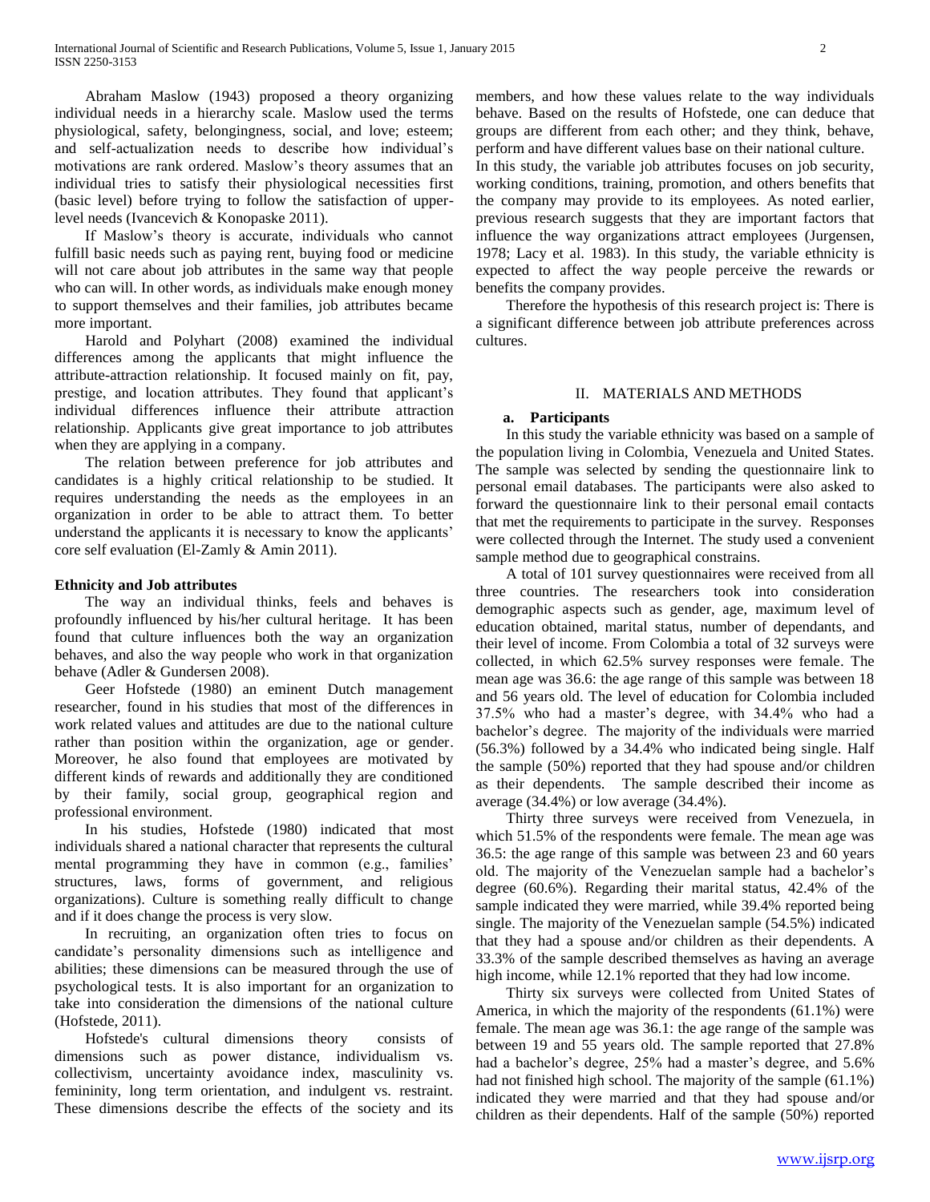Abraham Maslow (1943) proposed a theory organizing individual needs in a hierarchy scale. Maslow used the terms physiological, safety, belongingness, social, and love; esteem; and self-actualization needs to describe how individual's motivations are rank ordered. Maslow's theory assumes that an individual tries to satisfy their physiological necessities first (basic level) before trying to follow the satisfaction of upper-level needs (Ivancevich & Konopaske 2011).

If Maslow's theory is accurate, individuals who cannot fulfill basic needs such as paying rent, buying food or medicine will not care about job attributes in the same way that people who can will. In other words, as individuals make enough money to support themselves and their families, job attributes became more important.

Harold and Polyhart (2008) examined the individual differences among the applicants that might influence the attribute-attraction relationship. It focused mainly on fit, pay, prestige, and location attributes. They found that applicant's individual differences influence their attribute attraction relationship. Applicants give great importance to job attributes when they are applying in a company.

The relation between preference for job attributes and candidates is a highly critical relationship to be studied. It requires understanding the needs as the employees in an organization in order to be able to attract them. To better understand the applicants it is necessary to know the applicants' core self evaluation (El-Zamly & Amin 2011).

### Ethnicity and Job attributes

The way an individual thinks, feels and behaves is profoundly influenced by his/her cultural heritage. It has been found that culture influences both the way an organization behaves, and also the way people who work in that organization behave (Adler & Gundersen 2008).

Geer Hofstede (1980) an eminent Dutch management researcher, found in his studies that most of the differences in work related values and attitudes are due to the national culture rather than position within the organization, age or gender. Moreover, he also found that employees are motivated by different kinds of rewards and additionally they are conditioned by their family, social group, geographical region and professional environment.

In his studies, Hofstede (1980) indicated that most individuals shared a national character that represents the cultural mental programming they have in common (e.g., families' structures, laws, forms of government, and religious organizations). Culture is something really difficult to change and if it does change the process is very slow.

In recruiting, an organization often tries to focus on candidate's personality dimensions such as intelligence and abilities; these dimensions can be measured through the use of psychological tests. It is also important for an organization to take into consideration the dimensions of the national culture (Hofstede, 2011).

Hofstede's cultural dimensions theory consists of dimensions such as power distance, individualism vs. collectivism, uncertainty avoidance index, masculinity vs. femininity, long term orientation, and indulgent vs. restraint. These dimensions describe the effects of the society and its members, and how these values relate to the way individuals behave. Based on the results of Hofstede, one can deduce that groups are different from each other; and they think, behave, perform and have different values base on their national culture.

In this study, the variable job attributes focuses on job security, working conditions, training, promotion, and others benefits that the company may provide to its employees. As noted earlier, previous research suggests that they are important factors that influence the way organizations attract employees (Jurgensen, 1978; Lacy et al. 1983). In this study, the variable ethnicity is expected to affect the way people perceive the rewards or benefits the company provides.

Therefore the hypothesis of this research project is: There is a significant difference between job attribute preferences across cultures.

## II. MATERIALS AND METHODS

### a. Participants

In this study the variable ethnicity was based on a sample of the population living in Colombia, Venezuela and United States. The sample was selected by sending the questionnaire link to personal email databases. The participants were also asked to forward the questionnaire link to their personal email contacts that met the requirements to participate in the survey. Responses were collected through the Internet. The study used a convenient sample method due to geographical constrains.

A total of 101 survey questionnaires were received from all three countries. The researchers took into consideration demographic aspects such as gender, age, maximum level of education obtained, marital status, number of dependants, and their level of income. From Colombia a total of 32 surveys were collected, in which 62.5% survey responses were female. The mean age was 36.6: the age range of this sample was between 18 and 56 years old. The level of education for Colombia included 37.5% who had a master's degree, with 34.4% who had a bachelor's degree. The majority of the individuals were married (56.3%) followed by a 34.4% who indicated being single. Half the sample (50%) reported that they had spouse and/or children as their dependents. The sample described their income as average (34.4%) or low average (34.4%).

Thirty three surveys were received from Venezuela, in which 51.5% of the respondents were female. The mean age was 36.5: the age range of this sample was between 23 and 60 years old. The majority of the Venezuelan sample had a bachelor's degree (60.6%). Regarding their marital status, 42.4% of the sample indicated they were married, while 39.4% reported being single. The majority of the Venezuelan sample (54.5%) indicated that they had a spouse and/or children as their dependents. A 33.3% of the sample described themselves as having an average high income, while 12.1% reported that they had low income.

Thirty six surveys were collected from United States of America, in which the majority of the respondents (61.1%) were female. The mean age was 36.1: the age range of the sample was between 19 and 55 years old. The sample reported that 27.8% had a bachelor's degree, 25% had a master's degree, and 5.6% had not finished high school. The majority of the sample (61.1%) indicated they were married and that they had spouse and/or children as their dependents. Half of the sample (50%) reported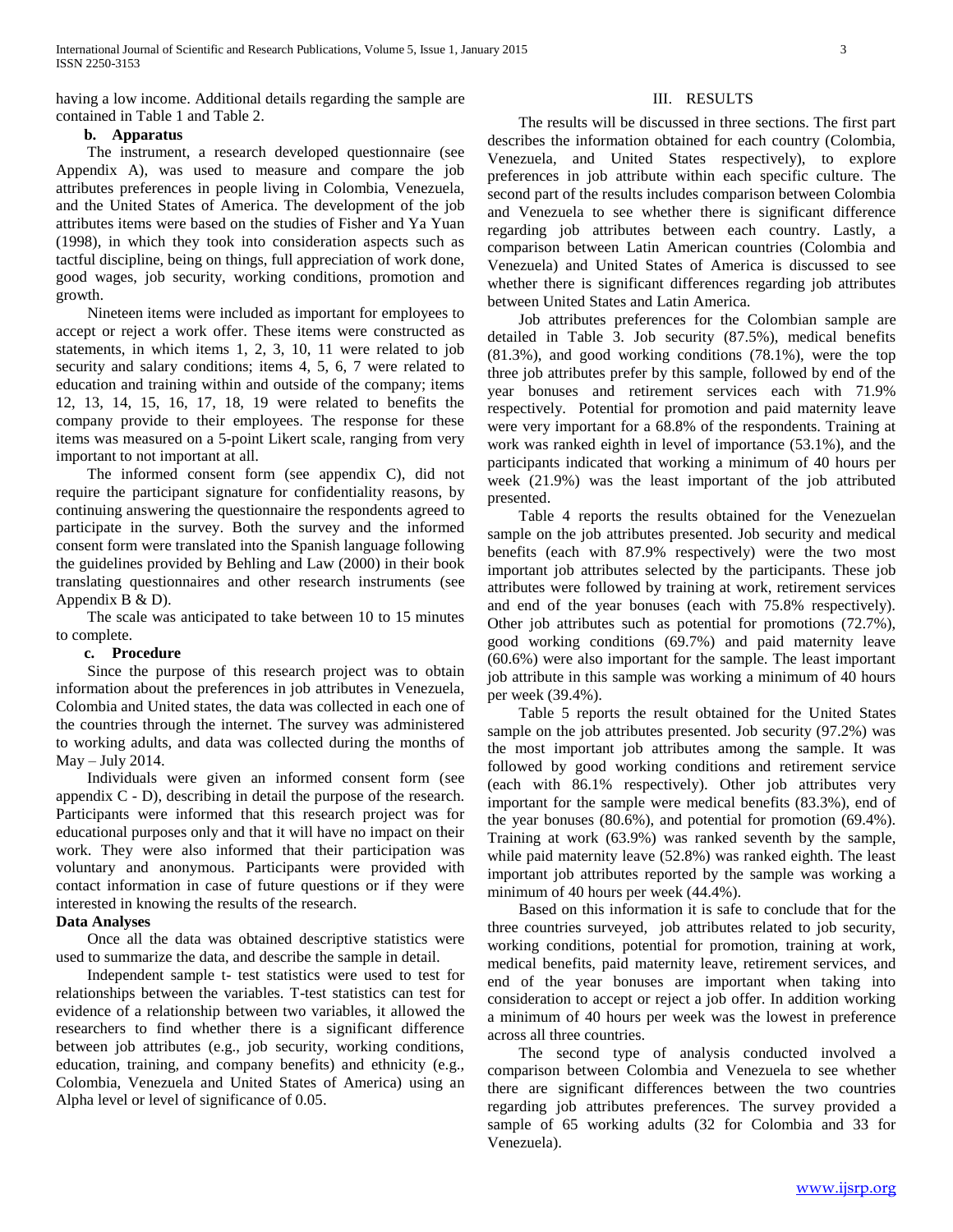having a low income. Additional details regarding the sample are contained in Table 1 and Table 2.

### b. Apparatus

The instrument, a research developed questionnaire (see Appendix A), was used to measure and compare the job attributes preferences in people living in Colombia, Venezuela, and the United States of America. The development of the job attributes items were based on the studies of Fisher and Ya Yuan (1998), in which they took into consideration aspects such as tactful discipline, being on things, full appreciation of work done, good wages, job security, working conditions, promotion and growth.

Nineteen items were included as important for employees to accept or reject a work offer. These items were constructed as statements, in which items 1, 2, 3, 10, 11 were related to job security and salary conditions; items 4, 5, 6, 7 were related to education and training within and outside of the company; items 12, 13, 14, 15, 16, 17, 18, 19 were related to benefits the company provide to their employees. The response for these items was measured on a 5-point Likert scale, ranging from very important to not important at all.

The informed consent form (see appendix C), did not require the participant signature for confidentiality reasons, by continuing answering the questionnaire the respondents agreed to participate in the survey. Both the survey and the informed consent form were translated into the Spanish language following the guidelines provided by Behling and Law (2000) in their book translating questionnaires and other research instruments (see Appendix B & D).

The scale was anticipated to take between 10 to 15 minutes to complete.

### c. Procedure

Since the purpose of this research project was to obtain information about the preferences in job attributes in Venezuela, Colombia and United states, the data was collected in each one of the countries through the internet. The survey was administered to working adults, and data was collected during the months of May – July 2014.

Individuals were given an informed consent form (see appendix C - D), describing in detail the purpose of the research. Participants were informed that this research project was for educational purposes only and that it will have no impact on their work. They were also informed that their participation was voluntary and anonymous. Participants were provided with contact information in case of future questions or if they were interested in knowing the results of the research.

### Data Analyses

Once all the data was obtained descriptive statistics were used to summarize the data, and describe the sample in detail.

Independent sample t- test statistics were used to test for relationships between the variables. T-test statistics can test for evidence of a relationship between two variables, it allowed the researchers to find whether there is a significant difference between job attributes (e.g., job security, working conditions, education, training, and company benefits) and ethnicity (e.g., Colombia, Venezuela and United States of America) using an Alpha level or level of significance of 0.05.

## III. RESULTS

The results will be discussed in three sections. The first part describes the information obtained for each country (Colombia, Venezuela, and United States respectively), to explore preferences in job attribute within each specific culture. The second part of the results includes comparison between Colombia and Venezuela to see whether there is significant difference regarding job attributes between each country. Lastly, a comparison between Latin American countries (Colombia and Venezuela) and United States of America is discussed to see whether there is significant differences regarding job attributes between United States and Latin America.

Job attributes preferences for the Colombian sample are detailed in Table 3. Job security (87.5%), medical benefits (81.3%), and good working conditions (78.1%), were the top three job attributes prefer by this sample, followed by end of the year bonuses and retirement services each with 71.9% respectively. Potential for promotion and paid maternity leave were very important for a 68.8% of the respondents. Training at work was ranked eighth in level of importance (53.1%), and the participants indicated that working a minimum of 40 hours per week (21.9%) was the least important of the job attributed presented.

Table 4 reports the results obtained for the Venezuelan sample on the job attributes presented. Job security and medical benefits (each with 87.9% respectively) were the two most important job attributes selected by the participants. These job attributes were followed by training at work, retirement services and end of the year bonuses (each with 75.8% respectively). Other job attributes such as potential for promotions (72.7%), good working conditions (69.7%) and paid maternity leave (60.6%) were also important for the sample. The least important job attribute in this sample was working a minimum of 40 hours per week (39.4%).

Table 5 reports the result obtained for the United States sample on the job attributes presented. Job security (97.2%) was the most important job attributes among the sample. It was followed by good working conditions and retirement service (each with 86.1% respectively). Other job attributes very important for the sample were medical benefits (83.3%), end of the year bonuses (80.6%), and potential for promotion (69.4%). Training at work (63.9%) was ranked seventh by the sample, while paid maternity leave (52.8%) was ranked eighth. The least important job attributes reported by the sample was working a minimum of 40 hours per week (44.4%).

Based on this information it is safe to conclude that for the three countries surveyed, job attributes related to job security, working conditions, potential for promotion, training at work, medical benefits, paid maternity leave, retirement services, and end of the year bonuses are important when taking into consideration to accept or reject a job offer. In addition working a minimum of 40 hours per week was the lowest in preference across all three countries.

The second type of analysis conducted involved a comparison between Colombia and Venezuela to see whether there are significant differences between the two countries regarding job attributes preferences. The survey provided a sample of 65 working adults (32 for Colombia and 33 for Venezuela).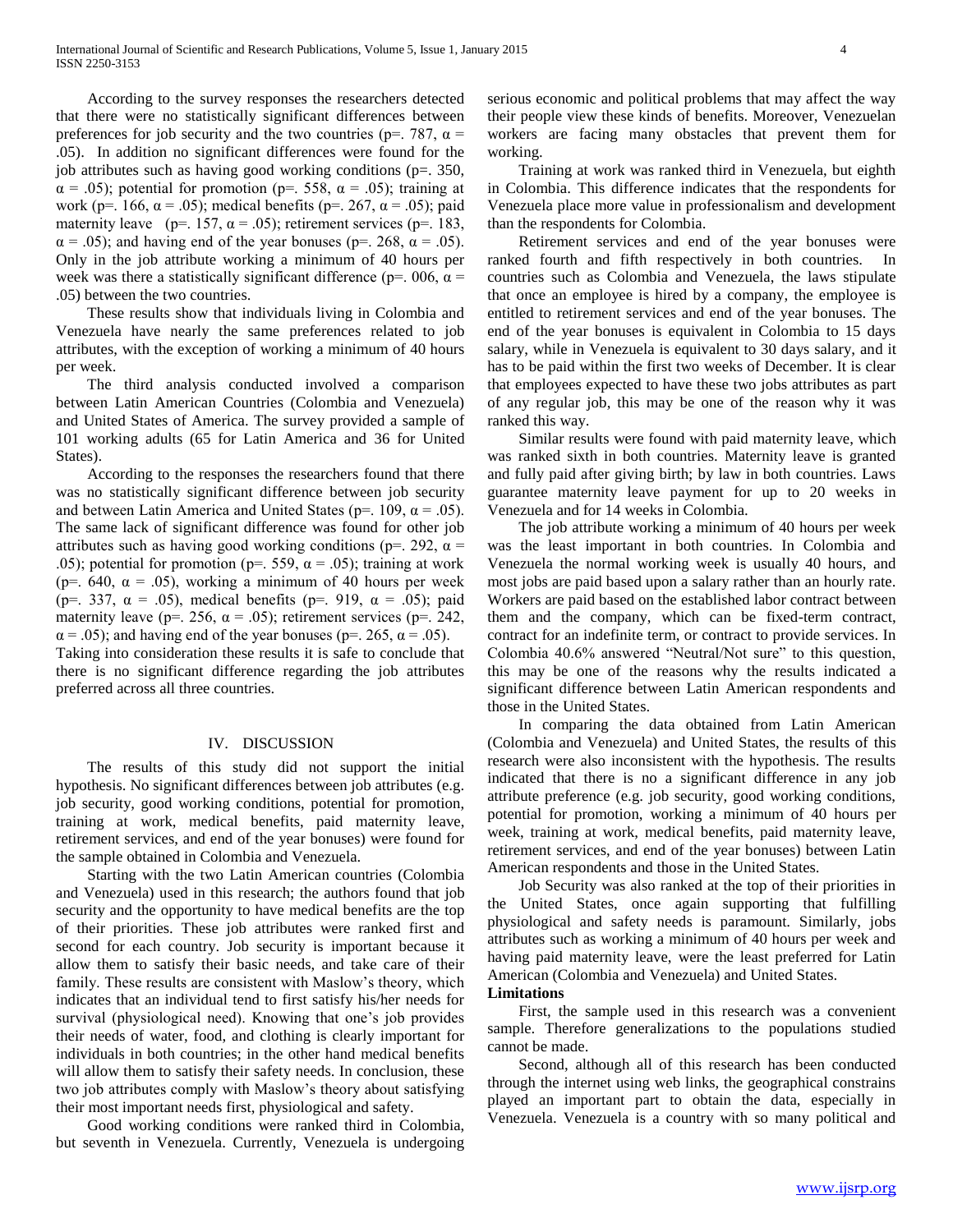According to the survey responses the researchers detected that there were no statistically significant differences between preferences for job security and the two countries (p=. 787, $\alpha$ = .05). In addition no significant differences were found for the job attributes such as having good working conditions (p=. 350, $\alpha$ = .05); potential for promotion (p=. 558, $\alpha$ = .05); training at work (p=. 166, $\alpha$ = .05); medical benefits (p=. 267, $\alpha$ = .05); paid maternity leave (p=. 157, $\alpha$ = .05); retirement services (p=. 183, $\alpha$ = .05); and having end of the year bonuses (p=. 268, $\alpha$ = .05). Only in the job attribute working a minimum of 40 hours per week was there a statistically significant difference (p=. 006, $\alpha$ = .05) between the two countries.

These results show that individuals living in Colombia and Venezuela have nearly the same preferences related to job attributes, with the exception of working a minimum of 40 hours per week.

The third analysis conducted involved a comparison between Latin American Countries (Colombia and Venezuela) and United States of America. The survey provided a sample of 101 working adults (65 for Latin America and 36 for United States).

According to the responses the researchers found that there was no statistically significant difference between job security and between Latin America and United States (p=. 109, $\alpha$ = .05). The same lack of significant difference was found for other job attributes such as having good working conditions (p=. 292, $\alpha$ = .05); potential for promotion (p=. 559, $\alpha$ = .05); training at work (p=. 640, $\alpha$ = .05), working a minimum of 40 hours per week (p=. 337, $\alpha$ = .05), medical benefits (p=. 919, $\alpha$ = .05); paid maternity leave (p=. 256, $\alpha$ = .05); retirement services (p=. 242, $\alpha$ = .05); and having end of the year bonuses (p=. 265, $\alpha$ = .05).

Taking into consideration these results it is safe to conclude that there is no significant difference regarding the job attributes preferred across all three countries.

## IV. DISCUSSION

The results of this study did not support the initial hypothesis. No significant differences between job attributes (e.g. job security, good working conditions, potential for promotion, training at work, medical benefits, paid maternity leave, retirement services, and end of the year bonuses) were found for the sample obtained in Colombia and Venezuela.

Starting with the two Latin American countries (Colombia and Venezuela) used in this research; the authors found that job security and the opportunity to have medical benefits are the top of their priorities. These job attributes were ranked first and second for each country. Job security is important because it allow them to satisfy their basic needs, and take care of their family. These results are consistent with Maslow's theory, which indicates that an individual tend to first satisfy his/her needs for survival (physiological need). Knowing that one's job provides their needs of water, food, and clothing is clearly important for individuals in both countries; in the other hand medical benefits will allow them to satisfy their safety needs. In conclusion, these two job attributes comply with Maslow's theory about satisfying their most important needs first, physiological and safety.

Good working conditions were ranked third in Colombia, but seventh in Venezuela. Currently, Venezuela is undergoing serious economic and political problems that may affect the way their people view these kinds of benefits. Moreover, Venezuelan workers are facing many obstacles that prevent them for working.

Training at work was ranked third in Venezuela, but eighth in Colombia. This difference indicates that the respondents for Venezuela place more value in professionalism and development than the respondents for Colombia.

Retirement services and end of the year bonuses were ranked fourth and fifth respectively in both countries. In countries such as Colombia and Venezuela, the laws stipulate that once an employee is hired by a company, the employee is entitled to retirement services and end of the year bonuses. The end of the year bonuses is equivalent in Colombia to 15 days salary, while in Venezuela is equivalent to 30 days salary, and it has to be paid within the first two weeks of December. It is clear that employees expected to have these two jobs attributes as part of any regular job, this may be one of the reason why it was ranked this way.

Similar results were found with paid maternity leave, which was ranked sixth in both countries. Maternity leave is granted and fully paid after giving birth; by law in both countries. Laws guarantee maternity leave payment for up to 20 weeks in Venezuela and for 14 weeks in Colombia.

The job attribute working a minimum of 40 hours per week was the least important in both countries. In Colombia and Venezuela the normal working week is usually 40 hours, and most jobs are paid based upon a salary rather than an hourly rate. Workers are paid based on the established labor contract between them and the company, which can be fixed-term contract, contract for an indefinite term, or contract to provide services. In Colombia 40.6% answered "Neutral/Not sure" to this question, this may be one of the reasons why the results indicated a significant difference between Latin American respondents and those in the United States.

In comparing the data obtained from Latin American (Colombia and Venezuela) and United States, the results of this research were also inconsistent with the hypothesis. The results indicated that there is no a significant difference in any job attribute preference (e.g. job security, good working conditions, potential for promotion, working a minimum of 40 hours per week, training at work, medical benefits, paid maternity leave, retirement services, and end of the year bonuses) between Latin American respondents and those in the United States.

Job Security was also ranked at the top of their priorities in the United States, once again supporting that fulfilling physiological and safety needs is paramount. Similarly, jobs attributes such as working a minimum of 40 hours per week and having paid maternity leave, were the least preferred for Latin American (Colombia and Venezuela) and United States.

### Limitations

First, the sample used in this research was a convenient sample. Therefore generalizations to the populations studied cannot be made.

Second, although all of this research has been conducted through the internet using web links, the geographical constrains played an important part to obtain the data, especially in Venezuela. Venezuela is a country with so many political and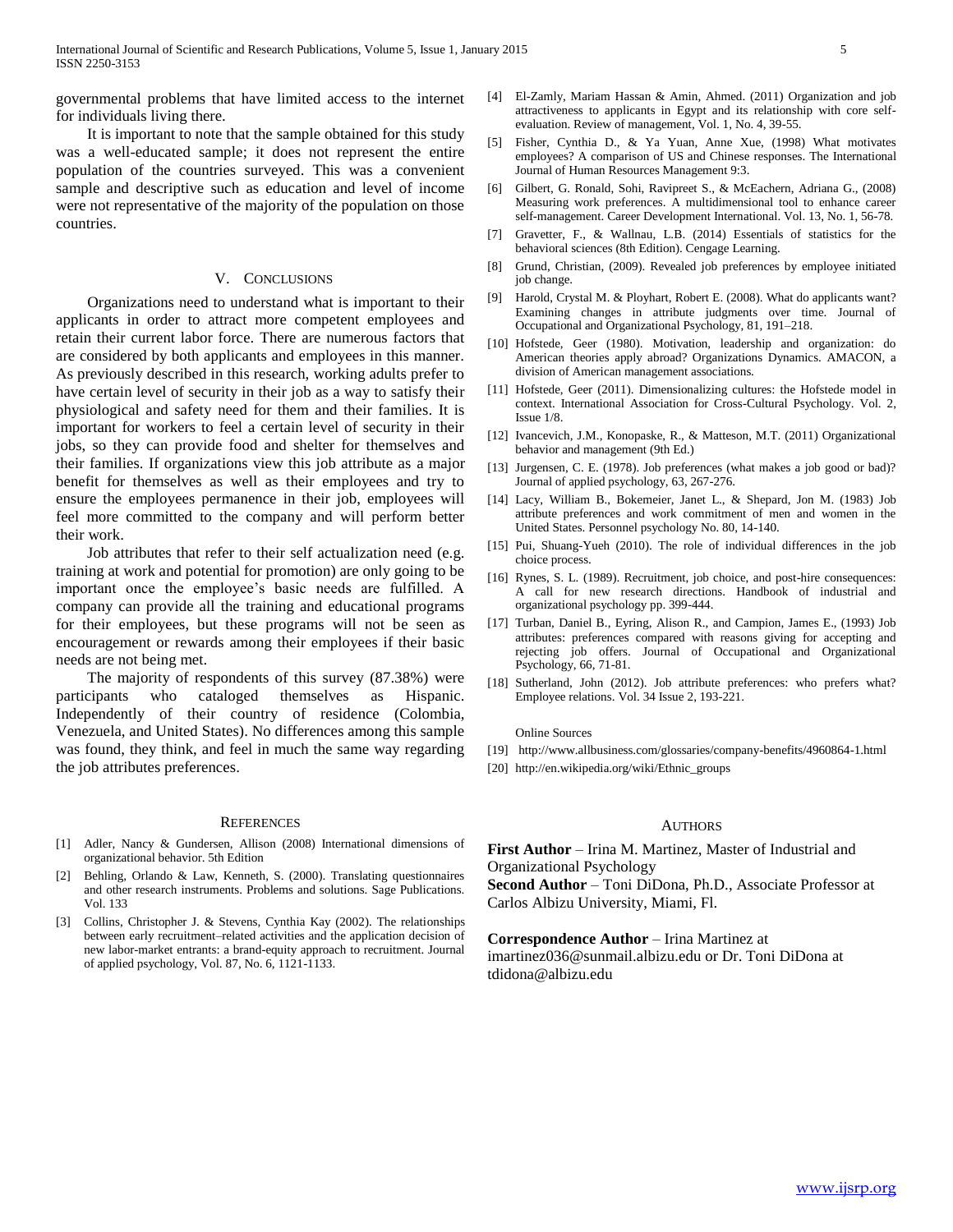governmental problems that have limited access to the internet for individuals living there.

It is important to note that the sample obtained for this study was a well-educated sample; it does not represent the entire population of the countries surveyed. This was a convenient sample and descriptive such as education and level of income were not representative of the majority of the population on those countries.

## V. Conclusions

Organizations need to understand what is important to their applicants in order to attract more competent employees and retain their current labor force. There are numerous factors that are considered by both applicants and employees in this manner. As previously described in this research, working adults prefer to have certain level of security in their job as a way to satisfy their physiological and safety need for them and their families. It is important for workers to feel a certain level of security in their jobs, so they can provide food and shelter for themselves and their families. If organizations view this job attribute as a major benefit for themselves as well as their employees and try to ensure the employees permanence in their job, employees will feel more committed to the company and will perform better their work.

Job attributes that refer to their self actualization need (e.g. training at work and potential for promotion) are only going to be important once the employee's basic needs are fulfilled. A company can provide all the training and educational programs for their employees, but these programs will not be seen as encouragement or rewards among their employees if their basic needs are not being met.

The majority of respondents of this survey (87.38%) were participants who cataloged themselves as Hispanic. Independently of their country of residence (Colombia, Venezuela, and United States). No differences among this sample was found, they think, and feel in much the same way regarding the job attributes preferences.

## References

[1] Adler, Nancy & Gundersen, Allison (2008) International dimensions of organizational behavior. 5th Edition

[2] Behling, Orlando & Law, Kenneth, S. (2000). Translating questionnaires and other research instruments. Problems and solutions. Sage Publications. Vol. 133

[3] Collins, Christopher J. & Stevens, Cynthia Kay (2002). The relationships between early recruitment–related activities and the application decision of new labor-market entrants: a brand-equity approach to recruitment. Journal of applied psychology, Vol. 87, No. 6, 1121-1133.

[4] El-Zamly, Mariam Hassan & Amin, Ahmed. (2011) Organization and job attractiveness to applicants in Egypt and its relationship with core self-evaluation. Review of management, Vol. 1, No. 4, 39-55.

[5] Fisher, Cynthia D., & Ya Yuan, Anne Xue, (1998) What motivates employees? A comparison of US and Chinese responses. The International Journal of Human Resources Management 9:3.

[6] Gilbert, G. Ronald, Sohi, Ravipreet S., & McEachern, Adriana G., (2008) Measuring work preferences. A multidimensional tool to enhance career self-management. Career Development International. Vol. 13, No. 1, 56-78.

[7] Gravetter, F., & Wallnau, L.B. (2014) Essentials of statistics for the behavioral sciences (8th Edition). Cengage Learning.

[8] Grund, Christian, (2009). Revealed job preferences by employee initiated job change.

[9] Harold, Crystal M. & Ployhart, Robert E. (2008). What do applicants want? Examining changes in attribute judgments over time. Journal of Occupational and Organizational Psychology, 81, 191–218.

[10] Hofstede, Geer (1980). Motivation, leadership and organization: do American theories apply abroad? Organizations Dynamics. AMACON, a division of American management associations.

[11] Hofstede, Geer (2011). Dimensionalizing cultures: the Hofstede model in context. International Association for Cross-Cultural Psychology. Vol. 2, Issue 1/8.

[12] Ivancevich, J.M., Konopaske, R., & Matteson, M.T. (2011) Organizational behavior and management (9th Ed.)

[13] Jurgensen, C. E. (1978). Job preferences (what makes a job good or bad)? Journal of applied psychology, 63, 267-276.

[14] Lacy, William B., Bokemeier, Janet L., & Shepard, Jon M. (1983) Job attribute preferences and work commitment of men and women in the United States. Personnel psychology No. 80, 14-140.

[15] Pui, Shuang-Yueh (2010). The role of individual differences in the job choice process.

[16] Rynes, S. L. (1989). Recruitment, job choice, and post-hire consequences: A call for new research directions. Handbook of industrial and organizational psychology pp. 399-444.

[17] Turban, Daniel B., Eyring, Alison R., and Campion, James E., (1993) Job attributes: preferences compared with reasons giving for accepting and rejecting job offers. Journal of Occupational and Organizational Psychology, 66, 71-81.

[18] Sutherland, John (2012). Job attribute preferences: who prefers what? Employee relations. Vol. 34 Issue 2, 193-221.

Online Sources

[19] http://www.allbusiness.com/glossaries/company-benefits/4960864-1.html

[20] http://en.wikipedia.org/wiki/Ethnic_groups

## Authors

**First Author** – Irina M. Martinez, Master of Industrial and Organizational Psychology

**Second Author** – Toni DiDona, Ph.D., Associate Professor at Carlos Albizu University, Miami, Fl.

**Correspondence Author** – Irina Martinez at imartinez036@sunmail.albizu.edu or Dr. Toni DiDona at tdidona@albizu.edu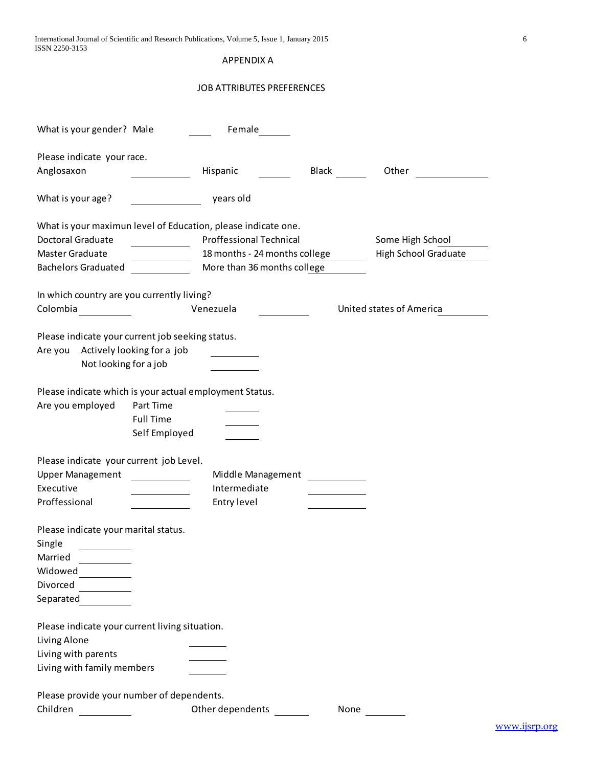# APPENDIX A

## JOB ATTRIBUTES PREFERENCES

What is your gender? Male \_\_\_\_ Female \_\_\_\_

Please indicate your race.

Anglosaxon \_\_\_\_ Hispanic \_\_\_\_ Black \_\_\_\_ Other \_\_\_\_

What is your age? \_\_\_\_ years old

What is your maximun level of Education, please indicate one.

| | | | | | |
|---|---|---|---|---|---|
| Doctoral Graduate | \_\_\_\_ | Proffessional Technical | | Some High School | \_\_\_\_ |
| Master Graduate | \_\_\_\_ | 18 months - 24 months college | \_\_\_\_ | High School Graduate | \_\_\_\_ |
| Bachelors Graduated | \_\_\_\_ | More than 36 months college | \_\_\_\_ | | |

In which country are you currently living?

Colombia \_\_\_\_ Venezuela \_\_\_\_ United states of America \_\_\_\_

Please indicate your current job seeking status.

Are you Actively looking for a job \_\_\_\_

Not looking for a job \_\_\_\_

Please indicate which is your actual employment Status.

Are you employed Part Time \_\_\_\_

Full Time \_\_\_\_

Self Employed \_\_\_\_

Please indicate your current job Level.

| | | | |
|---|---|---|---|
| Upper Management | \_\_\_\_ | Middle Management | \_\_\_\_ |
| Executive | \_\_\_\_ | Intermediate | \_\_\_\_ |
| Proffessional | \_\_\_\_ | Entry level | \_\_\_\_ |

Please indicate your marital status.

Single \_\_\_\_

Married \_\_\_\_

Widowed \_\_\_\_

Divorced \_\_\_\_

Separated \_\_\_\_

Please indicate your current living situation.

Living Alone \_\_\_\_

Living with parents \_\_\_\_

Living with family members \_\_\_\_

Please provide your number of dependents.

Children \_\_\_\_ Other dependents \_\_\_\_ None \_\_\_\_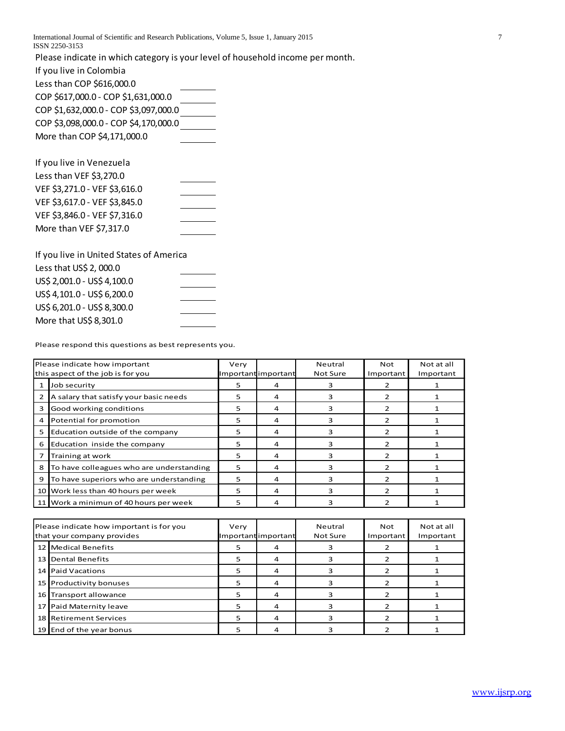Please indicate in which category is your level of household income per month.

If you live in Colombia

Less than COP $616,000.0 \_\_\_\_\_\_\_

COP $617,000.0 - COP $1,631,000.0 \_\_\_\_\_\_\_

COP $1,632,000.0 - COP $3,097,000.0 \_\_\_\_\_\_\_

COP $3,098,000.0 - COP $4,170,000.0 \_\_\_\_\_\_\_

More than COP $4,171,000.0 \_\_\_\_\_\_\_

If you live in Venezuela

Less than VEF $3,270.0 \_\_\_\_\_\_\_

VEF $3,271.0 - VEF $3,616.0 \_\_\_\_\_\_\_

VEF $3,617.0 - VEF $3,845.0 \_\_\_\_\_\_\_

VEF $3,846.0 - VEF $7,316.0 \_\_\_\_\_\_\_

More than VEF $7,317.0 \_\_\_\_\_\_\_

If you live in United States of America

Less that US$ 2, 000.0 \_\_\_\_\_\_\_

US$ 2,001.0 - US$ 4,100.0 \_\_\_\_\_\_\_

US$ 4,101.0 - US$ 6,200.0 \_\_\_\_\_\_\_

US$ 6,201.0 - US$ 8,300.0 \_\_\_\_\_\_\_

More that US$ 8,301.0 \_\_\_\_\_\_\_

Please respond this questions as best represents you.

| | Please indicate how important this aspect of the job is for you | Very Important | important | Neutral Not Sure | Not Important | Not at all Important |
|---|---|---|---|---|---|---|
| 1 | Job security | 5 | 4 | 3 | 2 | 1 |
| 2 | A salary that satisfy your basic needs | 5 | 4 | 3 | 2 | 1 |
| 3 | Good working conditions | 5 | 4 | 3 | 2 | 1 |
| 4 | Potential for promotion | 5 | 4 | 3 | 2 | 1 |
| 5 | Education outside of the company | 5 | 4 | 3 | 2 | 1 |
| 6 | Education inside the company | 5 | 4 | 3 | 2 | 1 |
| 7 | Training at work | 5 | 4 | 3 | 2 | 1 |
| 8 | To have colleagues who are understanding | 5 | 4 | 3 | 2 | 1 |
| 9 | To have superiors who are understanding | 5 | 4 | 3 | 2 | 1 |
| 10 | Work less than 40 hours per week | 5 | 4 | 3 | 2 | 1 |
| 11 | Work a minimun of 40 hours per week | 5 | 4 | 3 | 2 | 1 |

| | Please indicate how important is for you that your company provides | Very Important | important | Neutral Not Sure | Not Important | Not at all Important |
|---|---|---|---|---|---|---|
| 12 | Medical Benefits | 5 | 4 | 3 | 2 | 1 |
| 13 | Dental Benefits | 5 | 4 | 3 | 2 | 1 |
| 14 | Paid Vacations | 5 | 4 | 3 | 2 | 1 |
| 15 | Productivity bonuses | 5 | 4 | 3 | 2 | 1 |
| 16 | Transport allowance | 5 | 4 | 3 | 2 | 1 |
| 17 | Paid Maternity leave | 5 | 4 | 3 | 2 | 1 |
| 18 | Retirement Services | 5 | 4 | 3 | 2 | 1 |
| 19 | End of the year bonus | 5 | 4 | 3 | 2 | 1 |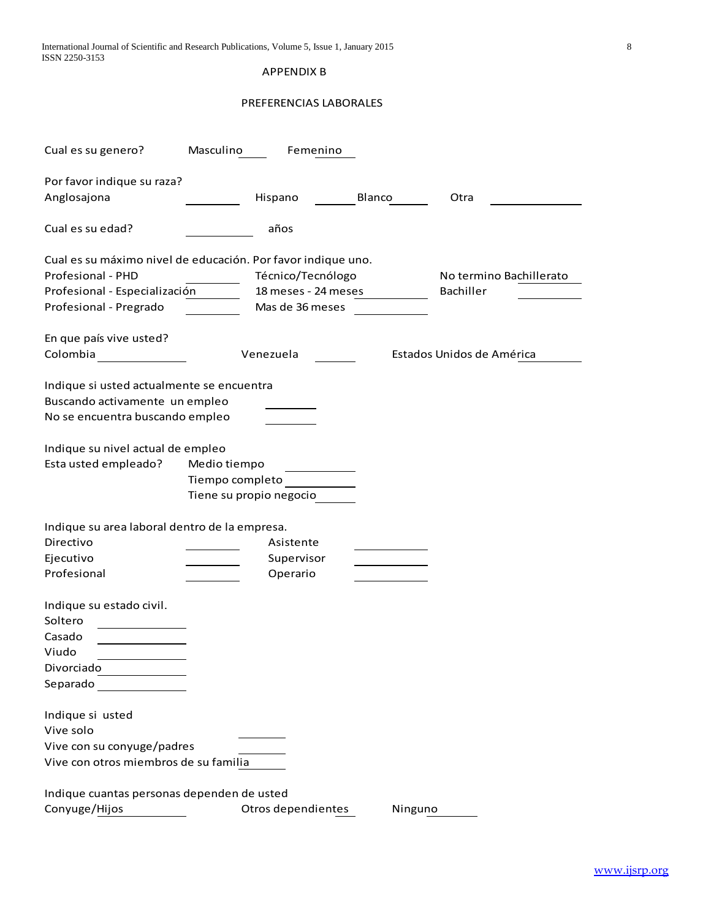## APPENDIX B

## PREFERENCIAS LABORALES

Cual es su genero? Masculino ____ Femenino ____

Por favor indique su raza?

Anglosajona ________ Hispano ________ Blanco ________ Otra ______________

Cual es su edad? __________ años

Cual es su máximo nivel de educación. Por favor indique uno.

| | | | | | |
|---|---|---|---|---|---|
| Profesional - PHD | ________ | Técnico/Tecnólogo | | No termino Bachillerato | ________ |
| Profesional - Especialización | ________ | 18 meses - 24 meses | ________ | Bachiller | ________ |
| Profesional - Pregrado | ________ | Mas de 36 meses | ________ | | |

En que país vive usted?

Colombia ____________ Venezuela ________ Estados Unidos de América ________

Indique si usted actualmente se encuentra

Buscando activamente un empleo ________

No se encuentra buscando empleo ________

Indique su nivel actual de empleo

Esta usted empleado? Medio tiempo ________

Tiempo completo ________

Tiene su propio negocio ________

Indique su area laboral dentro de la empresa.

| | | | |
|---|---|---|---|
| Directivo | ________ | Asistente | ________ |
| Ejecutivo | ________ | Supervisor | ________ |
| Profesional | ________ | Operario | ________ |

Indique su estado civil.

Soltero ____________

Casado ____________

Viudo ____________

Divorciado ____________

Separado ____________

Indique si usted

Vive solo ________

Vive con su conyuge/padres ________

Vive con otros miembros de su familia ________

Indique cuantas personas dependen de usted

Conyuge/Hijos ____________ Otros dependientes ____ Ninguno ________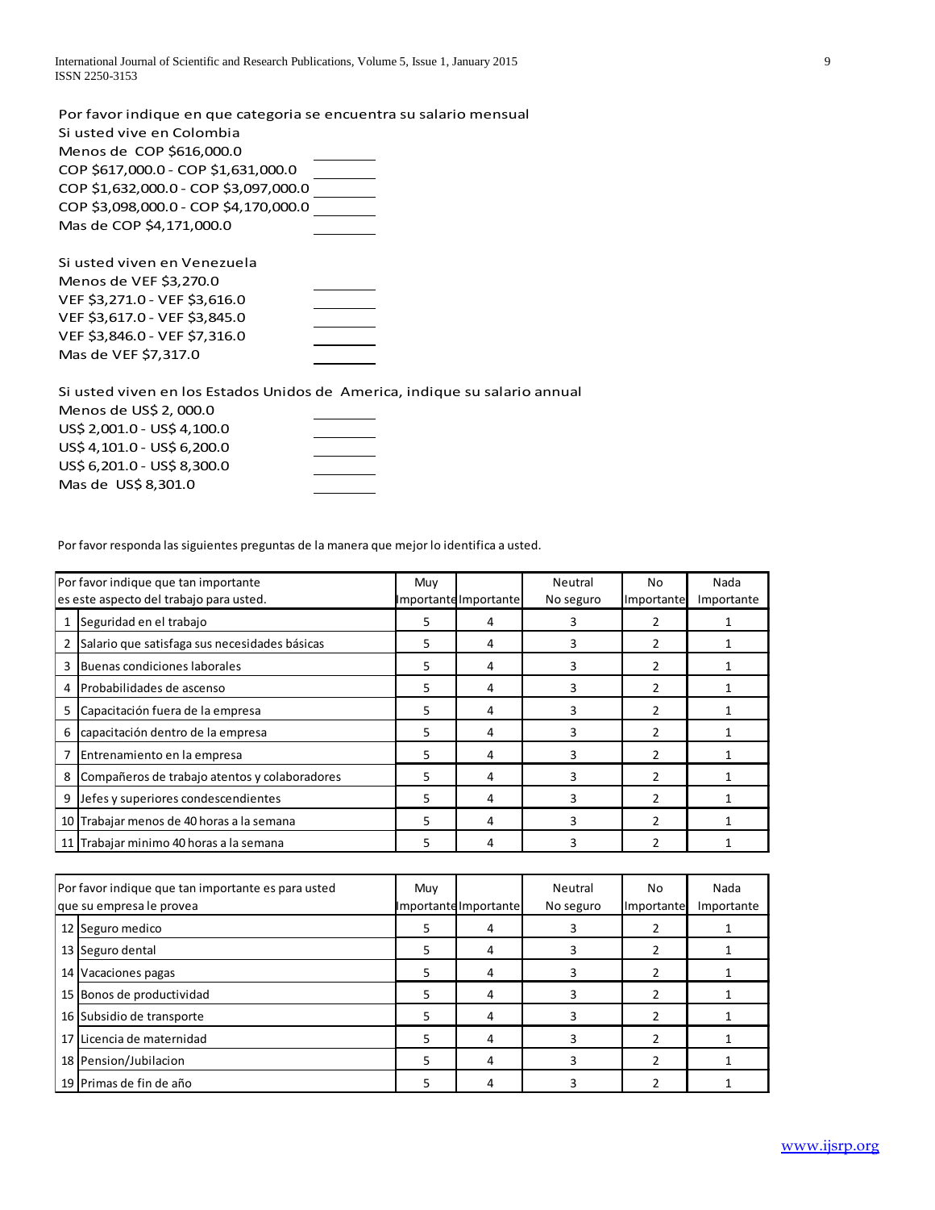Por favor indique en que categoria se encuentra su salario mensual

Si usted vive en Colombia

Menos de COP $616,000.0 ________

COP $617,000.0 - COP $1,631,000.0 ________

COP $1,632,000.0 - COP $3,097,000.0 ________

COP $3,098,000.0 - COP $4,170,000.0 ________

Mas de COP $4,171,000.0 ________

Si usted viven en Venezuela

Menos de VEF $3,270.0 ________

VEF $3,271.0 - VEF $3,616.0 ________

VEF $3,617.0 - VEF $3,845.0 ________

VEF $3,846.0 - VEF $7,316.0 ________

Mas de VEF $7,317.0 ________

Si usted viven en los Estados Unidos de America, indique su salario annual

Menos de US$ 2, 000.0 ________

US$ 2,001.0 - US$ 4,100.0 ________

US$ 4,101.0 - US$ 6,200.0 ________

US$ 6,201.0 - US$ 8,300.0 ________

Mas de US$ 8,301.0 ________

Por favor responda las siguientes preguntas de la manera que mejor lo identifica a usted.

| | Por favor indique que tan importante es este aspecto del trabajo para usted. | Muy Importante | Importante | Neutral No seguro | No Importante | Nada Importante |
|---|---|---|---|---|---|---|
| 1 | Seguridad en el trabajo | 5 | 4 | 3 | 2 | 1 |
| 2 | Salario que satisfaga sus necesidades básicas | 5 | 4 | 3 | 2 | 1 |
| 3 | Buenas condiciones laborales | 5 | 4 | 3 | 2 | 1 |
| 4 | Probabilidades de ascenso | 5 | 4 | 3 | 2 | 1 |
| 5 | Capacitación fuera de la empresa | 5 | 4 | 3 | 2 | 1 |
| 6 | capacitación dentro de la empresa | 5 | 4 | 3 | 2 | 1 |
| 7 | Entrenamiento en la empresa | 5 | 4 | 3 | 2 | 1 |
| 8 | Compañeros de trabajo atentos y colaboradores | 5 | 4 | 3 | 2 | 1 |
| 9 | Jefes y superiores condescendientes | 5 | 4 | 3 | 2 | 1 |
| 10 | Trabajar menos de 40 horas a la semana | 5 | 4 | 3 | 2 | 1 |
| 11 | Trabajar minimo 40 horas a la semana | 5 | 4 | 3 | 2 | 1 |

| | Por favor indique que tan importante es para usted que su empresa le provea | Muy Importante | Importante | Neutral No seguro | No Importante | Nada Importante |
|---|---|---|---|---|---|---|
| 12 | Seguro medico | 5 | 4 | 3 | 2 | 1 |
| 13 | Seguro dental | 5 | 4 | 3 | 2 | 1 |
| 14 | Vacaciones pagas | 5 | 4 | 3 | 2 | 1 |
| 15 | Bonos de productividad | 5 | 4 | 3 | 2 | 1 |
| 16 | Subsidio de transporte | 5 | 4 | 3 | 2 | 1 |
| 17 | Licencia de maternidad | 5 | 4 | 3 | 2 | 1 |
| 18 | Pension/Jubilacion | 5 | 4 | 3 | 2 | 1 |
| 19 | Primas de fin de año | 5 | 4 | 3 | 2 | 1 |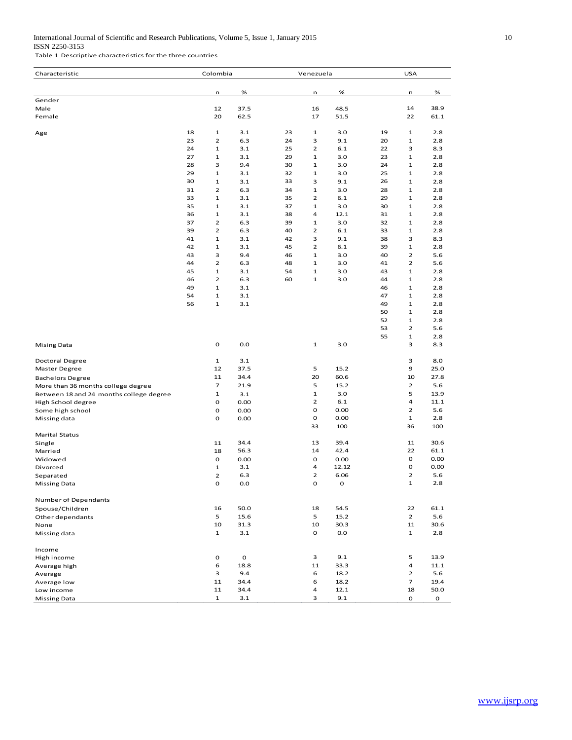Table 1 Descriptive characteristics for the three countries

| Characteristic | Colombia | | | Venezuela | | | USA | | |
|---|---|---|---|---|---|---|---|---|---|
| | | n | % | | n | % | | n | % |
| Gender | | | | | | | | | |
| Male | | 12 | 37.5 | | 16 | 48.5 | | 14 | 38.9 |
| Female | | 20 | 62.5 | | 17 | 51.5 | | 22 | 61.1 |
| Age | 18 | 1 | 3.1 | 23 | 1 | 3.0 | 19 | 1 | 2.8 |
| | 23 | 2 | 6.3 | 24 | 3 | 9.1 | 20 | 1 | 2.8 |
| | 24 | 1 | 3.1 | 25 | 2 | 6.1 | 22 | 3 | 8.3 |
| | 27 | 1 | 3.1 | 29 | 1 | 3.0 | 23 | 1 | 2.8 |
| | 28 | 3 | 9.4 | 30 | 1 | 3.0 | 24 | 1 | 2.8 |
| | 29 | 1 | 3.1 | 32 | 1 | 3.0 | 25 | 1 | 2.8 |
| | 30 | 1 | 3.1 | 33 | 3 | 9.1 | 26 | 1 | 2.8 |
| | 31 | 2 | 6.3 | 34 | 1 | 3.0 | 28 | 1 | 2.8 |
| | 33 | 1 | 3.1 | 35 | 2 | 6.1 | 29 | 1 | 2.8 |
| | 35 | 1 | 3.1 | 37 | 1 | 3.0 | 30 | 1 | 2.8 |
| | 36 | 1 | 3.1 | 38 | 4 | 12.1 | 31 | 1 | 2.8 |
| | 37 | 2 | 6.3 | 39 | 1 | 3.0 | 32 | 1 | 2.8 |
| | 39 | 2 | 6.3 | 40 | 2 | 6.1 | 33 | 1 | 2.8 |
| | 41 | 1 | 3.1 | 42 | 3 | 9.1 | 38 | 3 | 8.3 |
| | 42 | 1 | 3.1 | 45 | 2 | 6.1 | 39 | 1 | 2.8 |
| | 43 | 3 | 9.4 | 46 | 1 | 3.0 | 40 | 2 | 5.6 |
| | 44 | 2 | 6.3 | 48 | 1 | 3.0 | 41 | 2 | 5.6 |
| | 45 | 1 | 3.1 | 54 | 1 | 3.0 | 43 | 1 | 2.8 |
| | 46 | 2 | 6.3 | 60 | 1 | 3.0 | 44 | 1 | 2.8 |
| | 49 | 1 | 3.1 | | | | 46 | 1 | 2.8 |
| | 54 | 1 | 3.1 | | | | 47 | 1 | 2.8 |
| | 56 | 1 | 3.1 | | | | 49 | 1 | 2.8 |
| | | | | | | | 50 | 1 | 2.8 |
| | | | | | | | 52 | 1 | 2.8 |
| | | | | | | | 53 | 2 | 5.6 |
| | | | | | | | 55 | 1 | 2.8 |
| Mising Data | | 0 | 0.0 | | 1 | 3.0 | | 3 | 8.3 |
| Doctoral Degree | | 1 | 3.1 | | | | | 3 | 8.0 |
| Master Degree | | 12 | 37.5 | | 5 | 15.2 | | 9 | 25.0 |
| Bachelors Degree | | 11 | 34.4 | | 20 | 60.6 | | 10 | 27.8 |
| More than 36 months college degree | | 7 | 21.9 | | 5 | 15.2 | | 2 | 5.6 |
| Between 18 and 24 months college degree | | 1 | 3.1 | | 1 | 3.0 | | 5 | 13.9 |
| High School degree | | 0 | 0.00 | | 2 | 6.1 | | 4 | 11.1 |
| Some high school | | 0 | 0.00 | | 0 | 0.00 | | 2 | 5.6 |
| Missing data | | 0 | 0.00 | | 0 | 0.00 | | 1 | 2.8 |
| | | | | | 33 | 100 | | 36 | 100 |
| Marital Status | | | | | | | | | |
| Single | | 11 | 34.4 | | 13 | 39.4 | | 11 | 30.6 |
| Married | | 18 | 56.3 | | 14 | 42.4 | | 22 | 61.1 |
| Widowed | | 0 | 0.00 | | 0 | 0.00 | | 0 | 0.00 |
| Divorced | | 1 | 3.1 | | 4 | 12.12 | | 0 | 0.00 |
| Separated | | 2 | 6.3 | | 2 | 6.06 | | 2 | 5.6 |
| Missing Data | | 0 | 0.0 | | 0 | 0 | | 1 | 2.8 |
| Number of Dependants | | | | | | | | | |
| Spouse/Children | | 16 | 50.0 | | 18 | 54.5 | | 22 | 61.1 |
| Other dependants | | 5 | 15.6 | | 5 | 15.2 | | 2 | 5.6 |
| None | | 10 | 31.3 | | 10 | 30.3 | | 11 | 30.6 |
| Missing data | | 1 | 3.1 | | 0 | 0.0 | | 1 | 2.8 |
| Income | | | | | | | | | |
| High income | | 0 | 0 | | 3 | 9.1 | | 5 | 13.9 |
| Average high | | 6 | 18.8 | | 11 | 33.3 | | 4 | 11.1 |
| Average | | 3 | 9.4 | | 6 | 18.2 | | 2 | 5.6 |
| Average low | | 11 | 34.4 | | 6 | 18.2 | | 7 | 19.4 |
| Low income | | 11 | 34.4 | | 4 | 12.1 | | 18 | 50.0 |
| Missing Data | | 1 | 3.1 | | 3 | 9.1 | | 0 | 0 |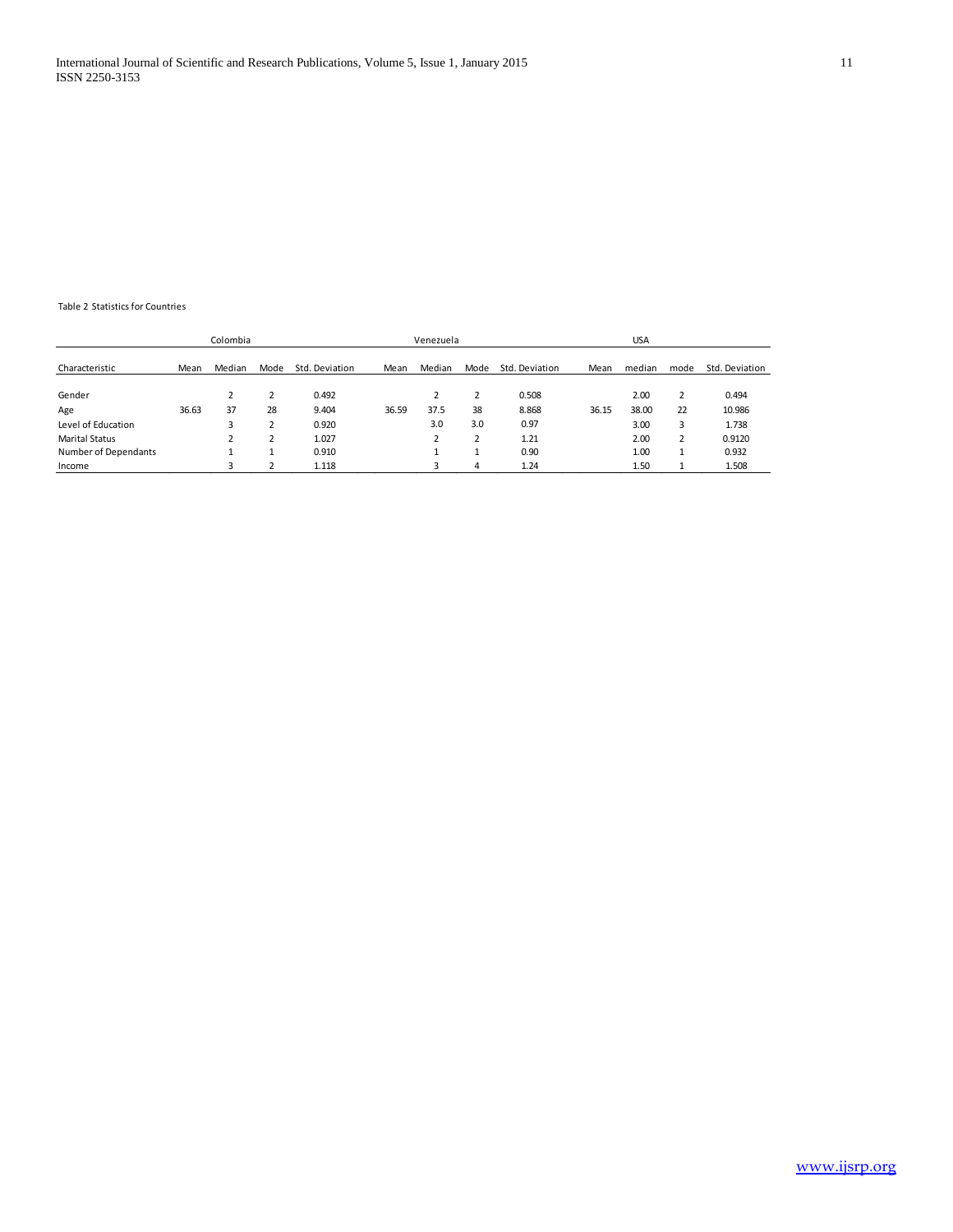Table 2 Statistics for Countries

| | Colombia | | | | Venezuela | | | | USA | | | |
|---|---|---|---|---|---|---|---|---|---|---|---|---|
| Characteristic | Mean | Median | Mode | Std. Deviation | Mean | Median | Mode | Std. Deviation | Mean | median | mode | Std. Deviation |
| Gender | | 2 | 2 | 0.492 | | 2 | 2 | 0.508 | | 2.00 | 2 | 0.494 |
| Age | 36.63 | 37 | 28 | 9.404 | 36.59 | 37.5 | 38 | 8.868 | 36.15 | 38.00 | 22 | 10.986 |
| Level of Education | | 3 | 2 | 0.920 | | 3.0 | 3.0 | 0.97 | | 3.00 | 3 | 1.738 |
| Marital Status | | 2 | 2 | 1.027 | | 2 | 2 | 1.21 | | 2.00 | 2 | 0.9120 |
| Number of Dependants | | 1 | 1 | 0.910 | | 1 | 1 | 0.90 | | 1.00 | 1 | 0.932 |
| Income | | 3 | 2 | 1.118 | | 3 | 4 | 1.24 | | 1.50 | 1 | 1.508 |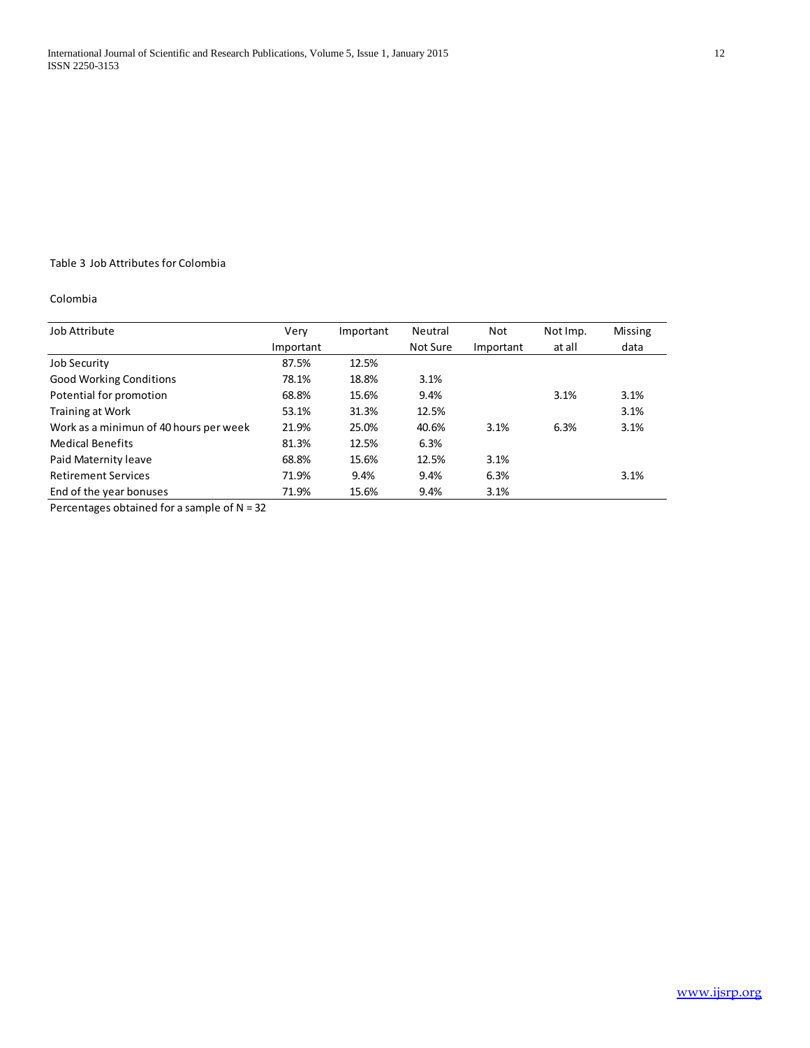Table 3 Job Attributes for Colombia

Colombia

| Job Attribute | Very Important | Important | Neutral Not Sure | Not Important | Not Imp. at all | Missing data |
|---|---|---|---|---|---|---|
| Job Security | 87.5% | 12.5% | | | | |
| Good Working Conditions | 78.1% | 18.8% | 3.1% | | | |
| Potential for promotion | 68.8% | 15.6% | 9.4% | | 3.1% | 3.1% |
| Training at Work | 53.1% | 31.3% | 12.5% | | | 3.1% |
| Work as a minimun of 40 hours per week | 21.9% | 25.0% | 40.6% | 3.1% | 6.3% | 3.1% |
| Medical Benefits | 81.3% | 12.5% | 6.3% | | | |
| Paid Maternity leave | 68.8% | 15.6% | 12.5% | 3.1% | | |
| Retirement Services | 71.9% | 9.4% | 9.4% | 6.3% | | 3.1% |
| End of the year bonuses | 71.9% | 15.6% | 9.4% | 3.1% | | |

Percentages obtained for a sample of N = 32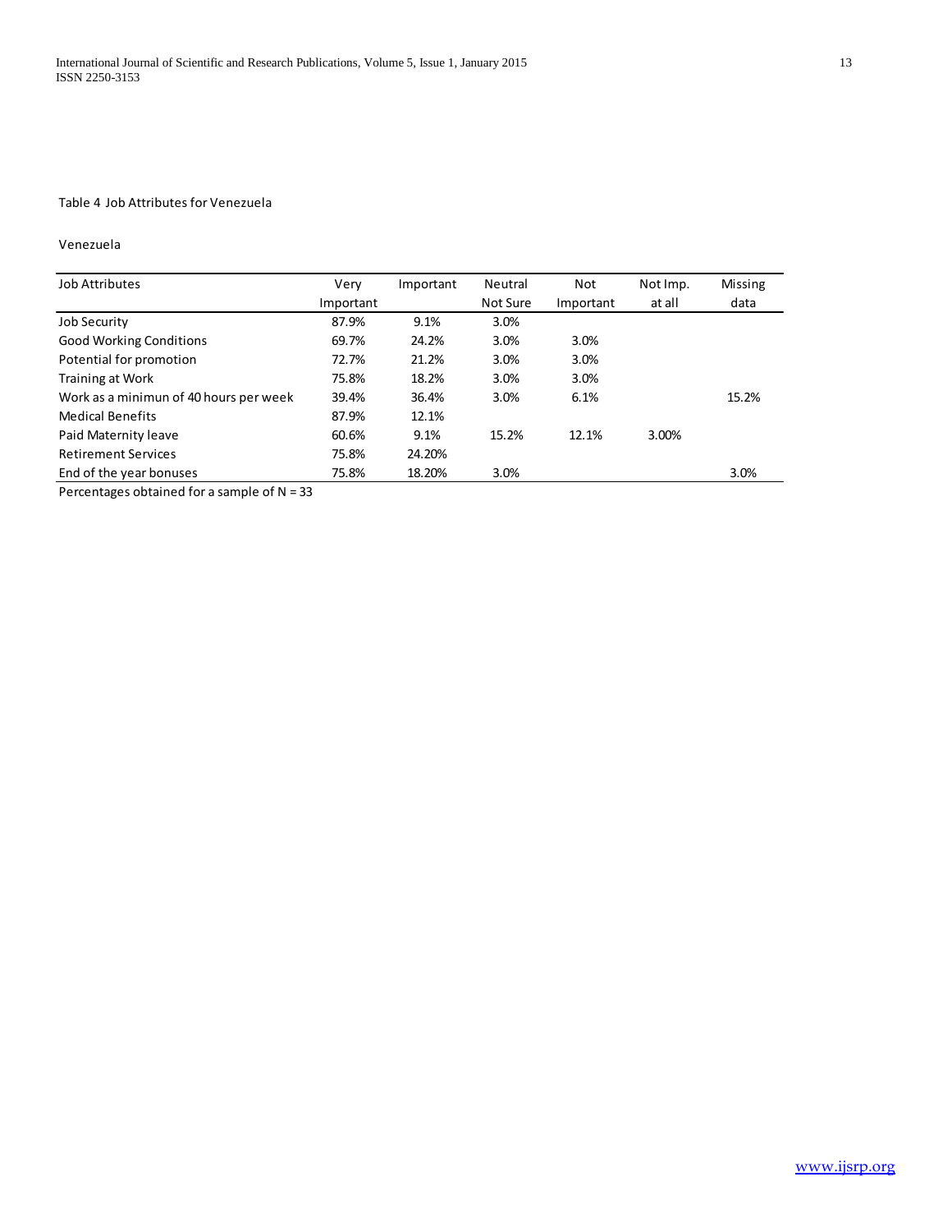Table 4 Job Attributes for Venezuela

Venezuela

| Job Attributes | Very Important | Important | Neutral Not Sure | Not Important | Not Imp. at all | Missing data |
|---|---|---|---|---|---|---|
| Job Security | 87.9% | 9.1% | 3.0% | | | |
| Good Working Conditions | 69.7% | 24.2% | 3.0% | 3.0% | | |
| Potential for promotion | 72.7% | 21.2% | 3.0% | 3.0% | | |
| Training at Work | 75.8% | 18.2% | 3.0% | 3.0% | | |
| Work as a minimun of 40 hours per week | 39.4% | 36.4% | 3.0% | 6.1% | | 15.2% |
| Medical Benefits | 87.9% | 12.1% | | | | |
| Paid Maternity leave | 60.6% | 9.1% | 15.2% | 12.1% | 3.00% | |
| Retirement Services | 75.8% | 24.20% | | | | |
| End of the year bonuses | 75.8% | 18.20% | 3.0% | | | 3.0% |

Percentages obtained for a sample of N = 33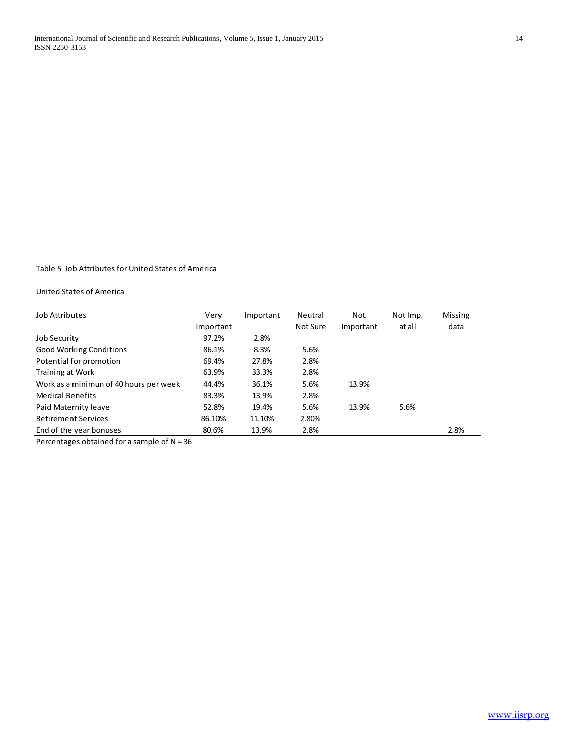Table 5 Job Attributes for United States of America

United States of America

| Job Attributes | Very Important | Important | Neutral Not Sure | Not Important | Not Imp. at all | Missing data |
|---|---|---|---|---|---|---|
| Job Security | 97.2% | 2.8% | | | | |
| Good Working Conditions | 86.1% | 8.3% | 5.6% | | | |
| Potential for promotion | 69.4% | 27.8% | 2.8% | | | |
| Training at Work | 63.9% | 33.3% | 2.8% | | | |
| Work as a minimun of 40 hours per week | 44.4% | 36.1% | 5.6% | 13.9% | | |
| Medical Benefits | 83.3% | 13.9% | 2.8% | | | |
| Paid Maternity leave | 52.8% | 19.4% | 5.6% | 13.9% | 5.6% | |
| Retirement Services | 86.10% | 11.10% | 2.80% | | | |
| End of the year bonuses | 80.6% | 13.9% | 2.8% | | | 2.8% |

Percentages obtained for a sample of N = 36